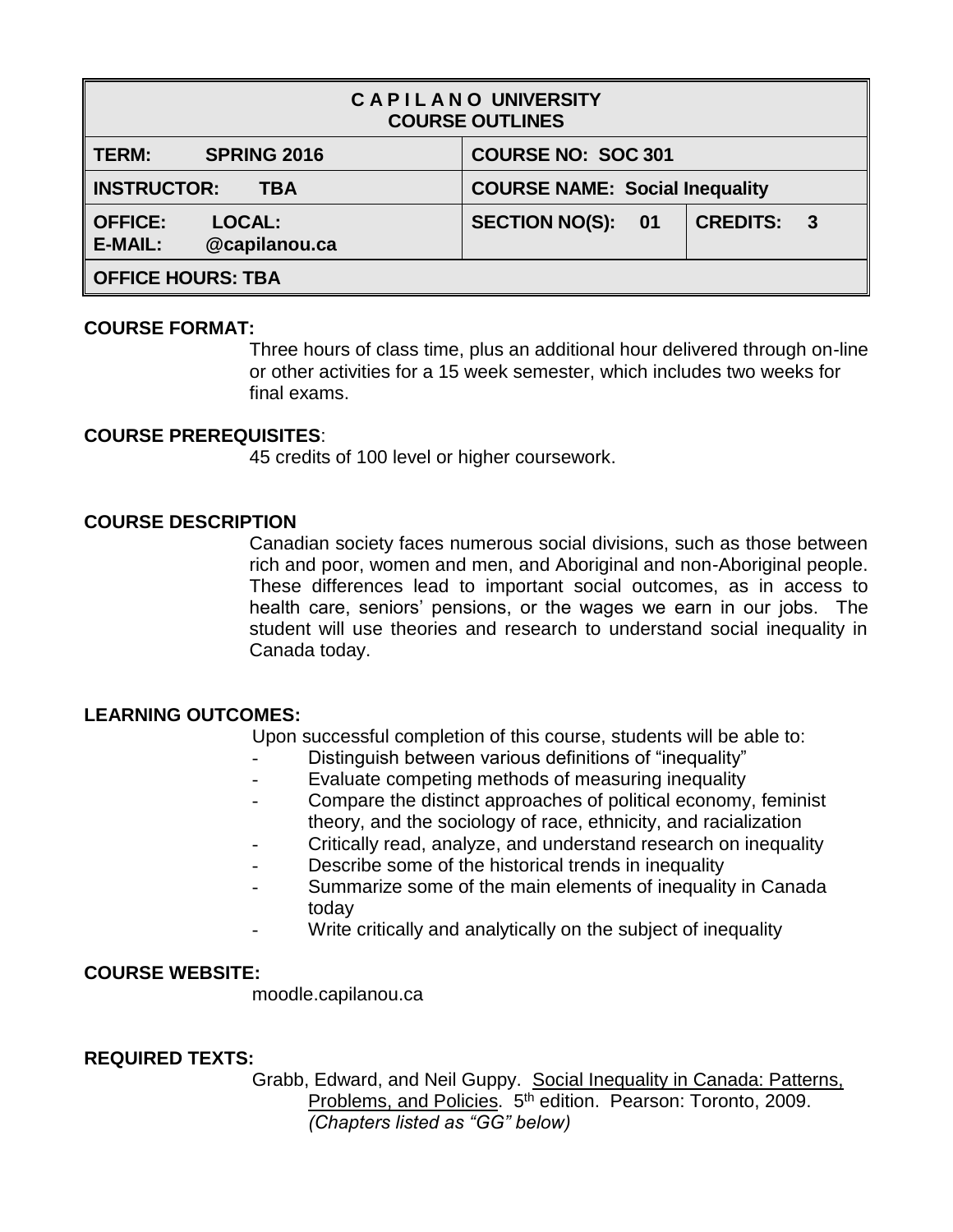| **C A P I L A N O UNIVERSITY COURSE OUTLINES** | | |
| --- | --- | --- |
| **TERM: SPRING 2016** | **COURSE NO: SOC 301** | |
| **INSTRUCTOR: TBA** | **COURSE NAME: Social Inequality** | |
| **OFFICE: LOCAL:** **E-MAIL: @capilanou.ca** | **SECTION NO(S): 01** | **CREDITS: 3** |
| **OFFICE HOURS: TBA** | | |

**COURSE FORMAT:**

Three hours of class time, plus an additional hour delivered through on-line or other activities for a 15 week semester, which includes two weeks for final exams.

**COURSE PREREQUISITES**:

45 credits of 100 level or higher coursework.

**COURSE DESCRIPTION**

Canadian society faces numerous social divisions, such as those between rich and poor, women and men, and Aboriginal and non-Aboriginal people. These differences lead to important social outcomes, as in access to health care, seniors' pensions, or the wages we earn in our jobs. The student will use theories and research to understand social inequality in Canada today.

**LEARNING OUTCOMES:**

Upon successful completion of this course, students will be able to:

- Distinguish between various definitions of "inequality"
- Evaluate competing methods of measuring inequality
- Compare the distinct approaches of political economy, feminist theory, and the sociology of race, ethnicity, and racialization
- Critically read, analyze, and understand research on inequality
- Describe some of the historical trends in inequality
- Summarize some of the main elements of inequality in Canada today
- Write critically and analytically on the subject of inequality

**COURSE WEBSITE:**

moodle.capilanou.ca

**REQUIRED TEXTS:**

Grabb, Edward, and Neil Guppy. Social Inequality in Canada: Patterns, Problems, and Policies. 5th edition. Pearson: Toronto, 2009. *(Chapters listed as "GG" below)*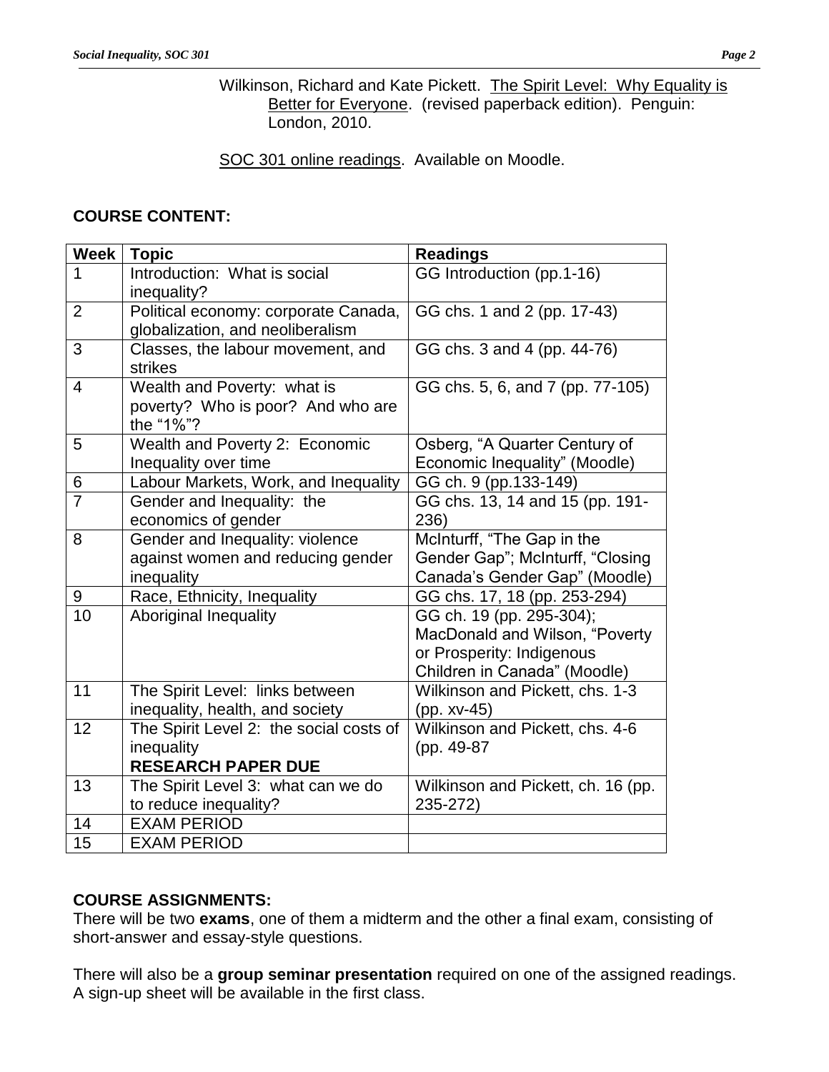Wilkinson, Richard and Kate Pickett. Understanding The Spirit Level: Why Equality is Better for Everyone. (revised paperback edition). Penguin: London, 2010.

SOC 301 online readings. Available on Moodle.

**COURSE CONTENT:**

| Week | Topic | Readings |
|---|---|---|
| 1 | Introduction: What is social inequality? | GG Introduction (pp.1-16) |
| 2 | Political economy: corporate Canada, globalization, and neoliberalism | GG chs. 1 and 2 (pp. 17-43) |
| 3 | Classes, the labour movement, and strikes | GG chs. 3 and 4 (pp. 44-76) |
| 4 | Wealth and Poverty: what is poverty? Who is poor? And who are the "1%"? | GG chs. 5, 6, and 7 (pp. 77-105) |
| 5 | Wealth and Poverty 2: Economic Inequality over time | Osberg, "A Quarter Century of Economic Inequality" (Moodle) |
| 6 | Labour Markets, Work, and Inequality | GG ch. 9 (pp.133-149) |
| 7 | Gender and Inequality: the economics of gender | GG chs. 13, 14 and 15 (pp. 191-236) |
| 8 | Gender and Inequality: violence against women and reducing gender inequality | McInturff, "The Gap in the Gender Gap"; McInturff, "Closing Canada's Gender Gap" (Moodle) |
| 9 | Race, Ethnicity, Inequality | GG chs. 17, 18 (pp. 253-294) |
| 10 | Aboriginal Inequality | GG ch. 19 (pp. 295-304); MacDonald and Wilson, "Poverty or Prosperity: Indigenous Children in Canada" (Moodle) |
| 11 | The Spirit Level: links between inequality, health, and society | Wilkinson and Pickett, chs. 1-3 (pp. xv-45) |
| 12 | The Spirit Level 2: the social costs of inequality **RESEARCH PAPER DUE** | Wilkinson and Pickett, chs. 4-6 (pp. 49-87 |
| 13 | The Spirit Level 3: what can we do to reduce inequality? | Wilkinson and Pickett, ch. 16 (pp. 235-272) |
| 14 | EXAM PERIOD | |
| 15 | EXAM PERIOD | |

**COURSE ASSIGNMENTS:**

There will be two **exams**, one of them a midterm and the other a final exam, consisting of short-answer and essay-style questions.

There will also be a **group seminar presentation** required on one of the assigned readings. A sign-up sheet will be available in the first class.

Wilkinson, Richard and Kate Pickett. The Spirit Level: Why Equality is Better for Everyone. (revised paperback edition). Penguin: London, 2010.

SOC 301 online readings. Available on Moodle.

**COURSE CONTENT:**

| Week | Topic | Readings |
|---|---|---|
| 1 | Introduction: What is social inequality? | GG Introduction (pp.1-16) |
| 2 | Political economy: corporate Canada, globalization, and neoliberalism | GG chs. 1 and 2 (pp. 17-43) |
| 3 | Classes, the labour movement, and strikes | GG chs. 3 and 4 (pp. 44-76) |
| 4 | Wealth and Poverty: what is poverty? Who is poor? And who are the "1%"? | GG chs. 5, 6, and 7 (pp. 77-105) |
| 5 | Wealth and Poverty 2: Economic Inequality over time | Osberg, "A Quarter Century of Economic Inequality" (Moodle) |
| 6 | Labour Markets, Work, and Inequality | GG ch. 9 (pp.133-149) |
| 7 | Gender and Inequality: the economics of gender | GG chs. 13, 14 and 15 (pp. 191-236) |
| 8 | Gender and Inequality: violence against women and reducing gender inequality | McInturff, "The Gap in the Gender Gap"; McInturff, "Closing Canada's Gender Gap" (Moodle) |
| 9 | Race, Ethnicity, Inequality | GG chs. 17, 18 (pp. 253-294) |
| 10 | Aboriginal Inequality | GG ch. 19 (pp. 295-304); MacDonald and Wilson, "Poverty or Prosperity: Indigenous Children in Canada" (Moodle) |
| 11 | The Spirit Level: links between inequality, health, and society | Wilkinson and Pickett, chs. 1-3 (pp. xv-45) |
| 12 | The Spirit Level 2: the social costs of inequality **RESEARCH PAPER DUE** | Wilkinson and Pickett, chs. 4-6 (pp. 49-87 |
| 13 | The Spirit Level 3: what can we do to reduce inequality? | Wilkinson and Pickett, ch. 16 (pp. 235-272) |
| 14 | EXAM PERIOD | |
| 15 | EXAM PERIOD | |

**COURSE ASSIGNMENTS:**

There will be two **exams**, one of them a midterm and the other a final exam, consisting of short-answer and essay-style questions.

There will also be a **group seminar presentation** required on one of the assigned readings. A sign-up sheet will be available in the first class.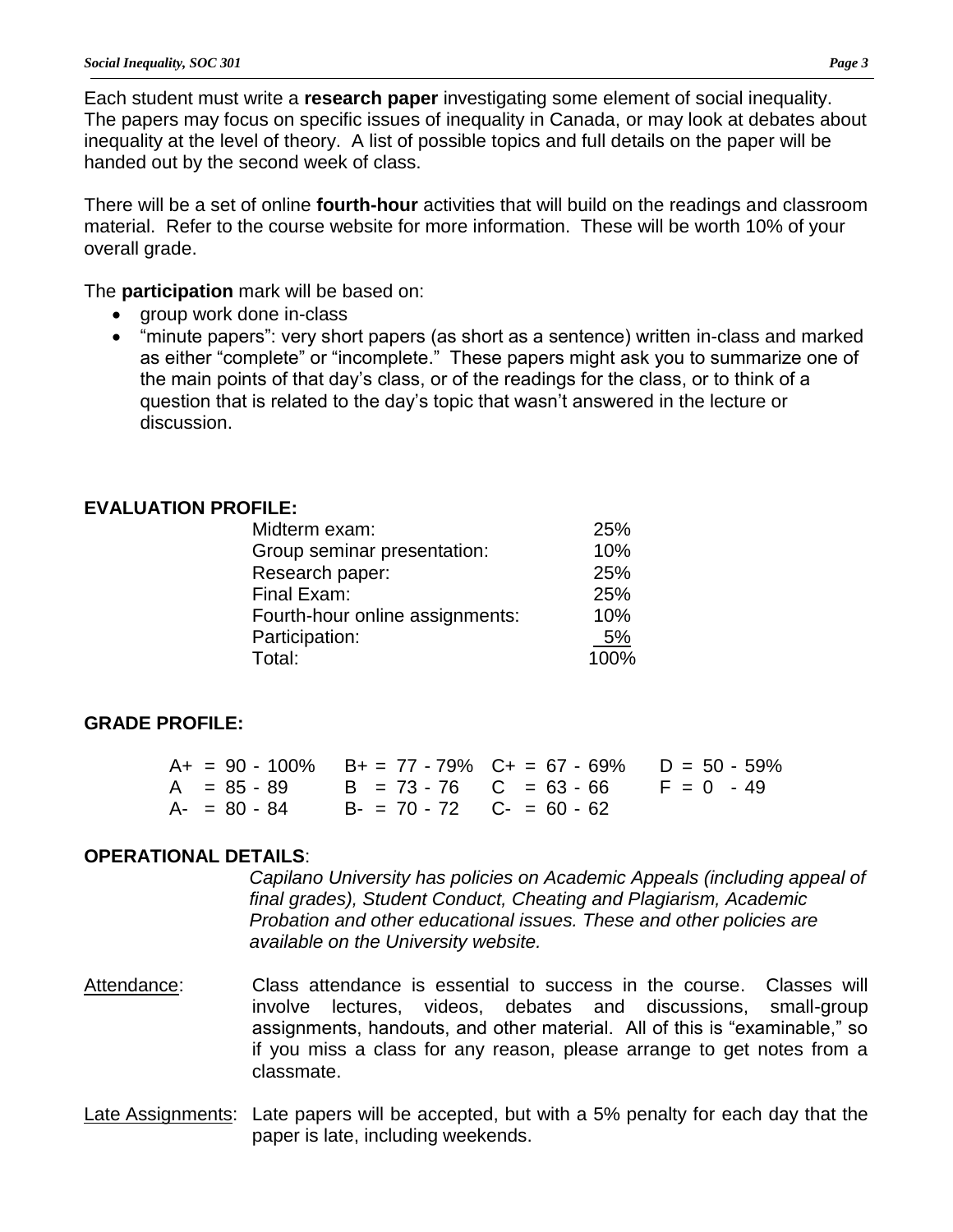Each student must write a **research paper** investigating some element of social inequality. The papers may focus on specific issues of inequality in Canada, or may look at debates about inequality at the level of theory. A list of possible topics and full details on the paper will be handed out by the second week of class.

There will be a set of online **fourth-hour** activities that will build on the readings and classroom material. Refer to the course website for more information. These will be worth 10% of your overall grade.

The **participation** mark will be based on:

- group work done in-class
- "minute papers": very short papers (as short as a sentence) written in-class and marked as either "complete" or "incomplete." These papers might ask you to summarize one of the main points of that day's class, or of the readings for the class, or to think of a question that is related to the day's topic that wasn't answered in the lecture or discussion.

## EVALUATION PROFILE:

| | |
|---|---|
| Midterm exam: | 25% |
| Group seminar presentation: | 10% |
| Research paper: | 25% |
| Final Exam: | 25% |
| Fourth-hour online assignments: | 10% |
| Participation: | 5% |
| Total: | 100% |

## GRADE PROFILE:

| | | | |
|---|---|---|---|
| A+ = 90 - 100% | B+ = 77 - 79% | C+ = 67 - 69% | D = 50 - 59% |
| A = 85 - 89 | B = 73 - 76 | C = 63 - 66 | F = 0 - 49 |
| A- = 80 - 84 | B- = 70 - 72 | C- = 60 - 62 | |

## OPERATIONAL DETAILS:

*Capilano University has policies on Academic Appeals (including appeal of final grades), Student Conduct, Cheating and Plagiarism, Academic Probation and other educational issues. These and other policies are available on the University website.*

Attendance: Class attendance is essential to success in the course. Classes will involve lectures, videos, debates and discussions, small-group assignments, handouts, and other material. All of this is "examinable," so if you miss a class for any reason, please arrange to get notes from a classmate.

Late Assignments: Late papers will be accepted, but with a 5% penalty for each day that the paper is late, including weekends.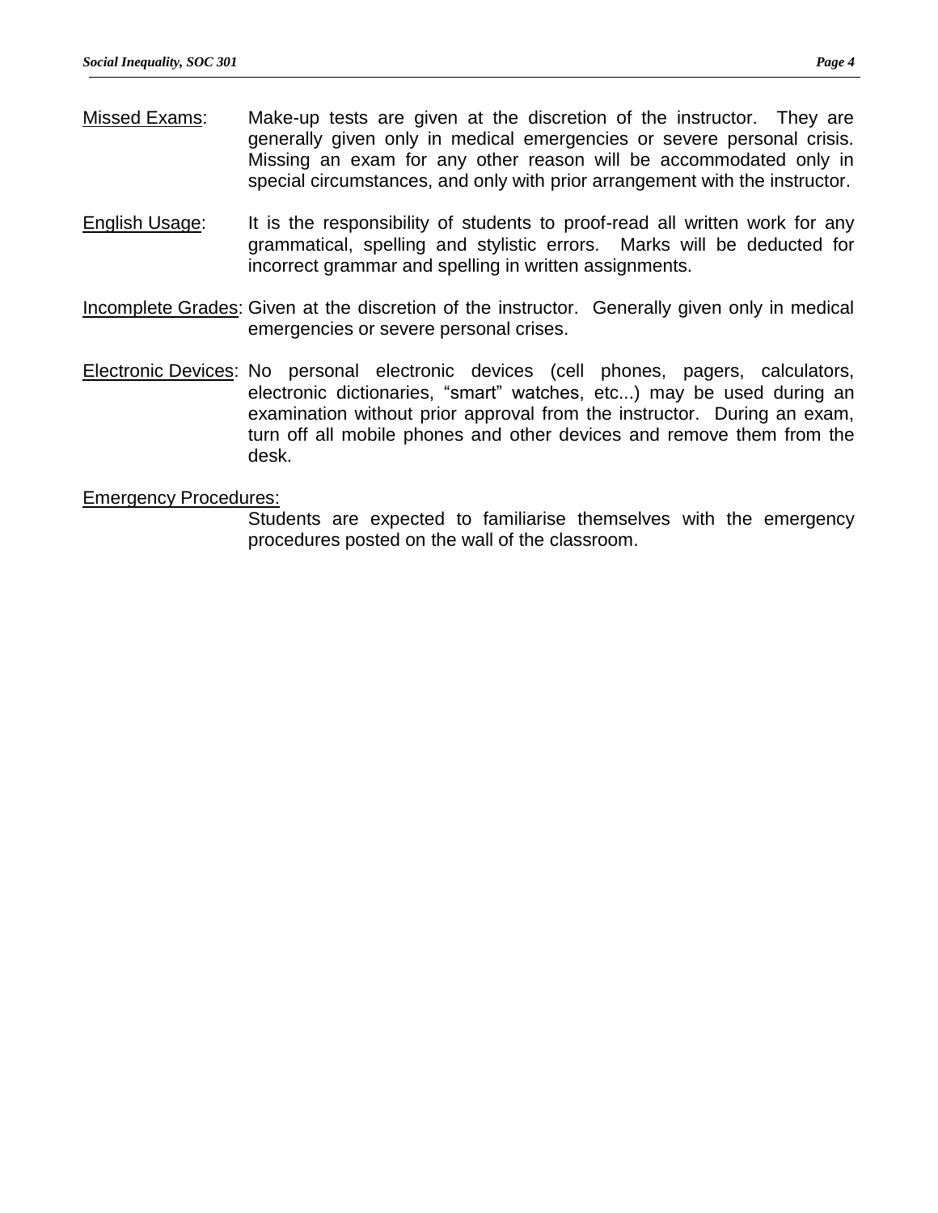Missed Exams: Make-up tests are given at the discretion of the instructor. They are generally given only in medical emergencies or severe personal crisis. Missing an exam for any other reason will be accommodated only in special circumstances, and only with prior arrangement with the instructor.

English Usage: It is the responsibility of students to proof-read all written work for any grammatical, spelling and stylistic errors. Marks will be deducted for incorrect grammar and spelling in written assignments.

Incomplete Grades: Given at the discretion of the instructor. Generally given only in medical emergencies or severe personal crises.

Electronic Devices: No personal electronic devices (cell phones, pagers, calculators, electronic dictionaries, “smart” watches, etc...) may be used during an examination without prior approval from the instructor. During an exam, turn off all mobile phones and other devices and remove them from the desk.

Emergency Procedures:
Students are expected to familiarise themselves with the emergency procedures posted on the wall of the classroom.